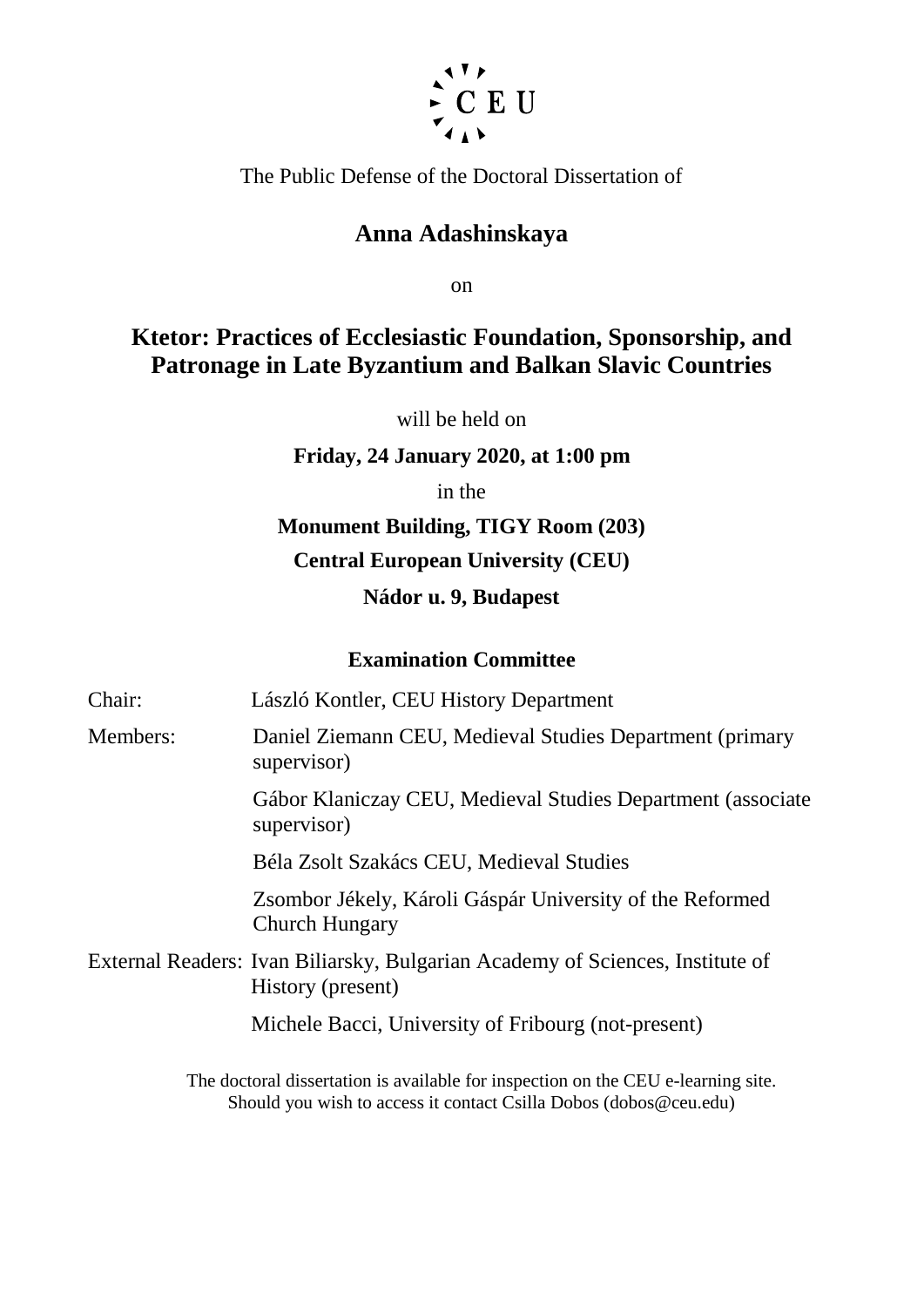CEU

The Public Defense of the Doctoral Dissertation of

## Anna Adashinskaya

on

## Ktetor: Practices of Ecclesiastic Foundation, Sponsorship, and Patronage in Late Byzantium and Balkan Slavic Countries

will be held on

**Friday, 24 January 2020, at 1:00 pm**

in the

**Monument Building, TIGY Room (203)**

**Central European University (CEU)**

**Nádor u. 9, Budapest**

### Examination Committee

Chair: László Kontler, CEU History Department

Members: Daniel Ziemann CEU, Medieval Studies Department (primary supervisor)

Gábor Klaniczay CEU, Medieval Studies Department (associate supervisor)

Béla Zsolt Szakács CEU, Medieval Studies

Zsombor Jékely, Károli Gáspár University of the Reformed Church Hungary

External Readers: Ivan Biliarsky, Bulgarian Academy of Sciences, Institute of History (present)

Michele Bacci, University of Fribourg (not-present)

The doctoral dissertation is available for inspection on the CEU e-learning site. Should you wish to access it contact Csilla Dobos (dobos@ceu.edu)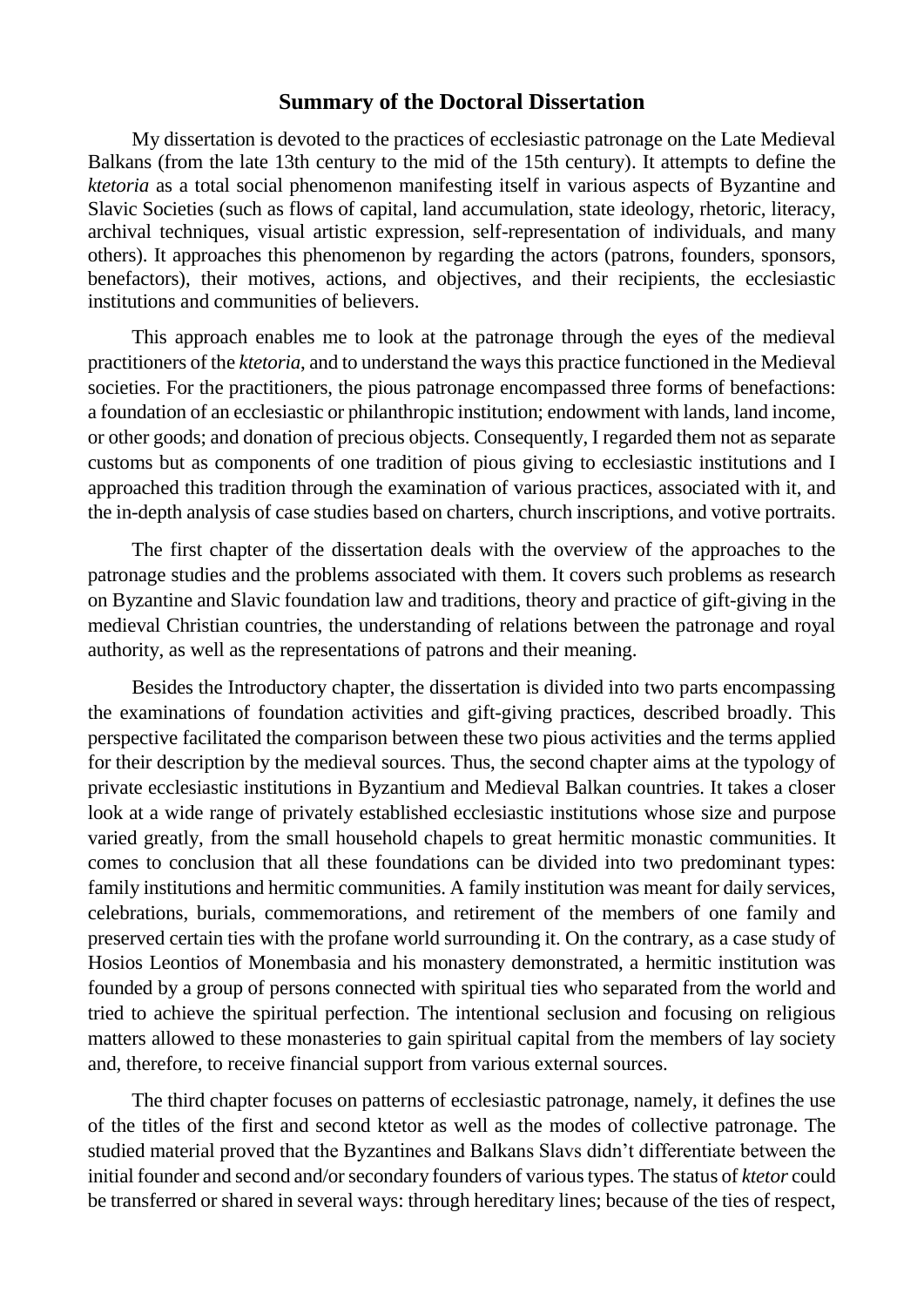## Summary of the Doctoral Dissertation

My dissertation is devoted to the practices of ecclesiastic patronage on the Late Medieval Balkans (from the late 13th century to the mid of the 15th century). It attempts to define the *ktetoria* as a total social phenomenon manifesting itself in various aspects of Byzantine and Slavic Societies (such as flows of capital, land accumulation, state ideology, rhetoric, literacy, archival techniques, visual artistic expression, self-representation of individuals, and many others). It approaches this phenomenon by regarding the actors (patrons, founders, sponsors, benefactors), their motives, actions, and objectives, and their recipients, the ecclesiastic institutions and communities of believers.

This approach enables me to look at the patronage through the eyes of the medieval practitioners of the *ktetoria*, and to understand the ways this practice functioned in the Medieval societies. For the practitioners, the pious patronage encompassed three forms of benefactions: a foundation of an ecclesiastic or philanthropic institution; endowment with lands, land income, or other goods; and donation of precious objects. Consequently, I regarded them not as separate customs but as components of one tradition of pious giving to ecclesiastic institutions and I approached this tradition through the examination of various practices, associated with it, and the in-depth analysis of case studies based on charters, church inscriptions, and votive portraits.

The first chapter of the dissertation deals with the overview of the approaches to the patronage studies and the problems associated with them. It covers such problems as research on Byzantine and Slavic foundation law and traditions, theory and practice of gift-giving in the medieval Christian countries, the understanding of relations between the patronage and royal authority, as well as the representations of patrons and their meaning.

Besides the Introductory chapter, the dissertation is divided into two parts encompassing the examinations of foundation activities and gift-giving practices, described broadly. This perspective facilitated the comparison between these two pious activities and the terms applied for their description by the medieval sources. Thus, the second chapter aims at the typology of private ecclesiastic institutions in Byzantium and Medieval Balkan countries. It takes a closer look at a wide range of privately established ecclesiastic institutions whose size and purpose varied greatly, from the small household chapels to great hermitic monastic communities. It comes to conclusion that all these foundations can be divided into two predominant types: family institutions and hermitic communities. A family institution was meant for daily services, celebrations, burials, commemorations, and retirement of the members of one family and preserved certain ties with the profane world surrounding it. On the contrary, as a case study of Hosios Leontios of Monembasia and his monastery demonstrated, a hermitic institution was founded by a group of persons connected with spiritual ties who separated from the world and tried to achieve the spiritual perfection. The intentional seclusion and focusing on religious matters allowed to these monasteries to gain spiritual capital from the members of lay society and, therefore, to receive financial support from various external sources.

The third chapter focuses on patterns of ecclesiastic patronage, namely, it defines the use of the titles of the first and second ktetor as well as the modes of collective patronage. The studied material proved that the Byzantines and Balkans Slavs didn't differentiate between the initial founder and second and/or secondary founders of various types. The status of *ktetor* could be transferred or shared in several ways: through hereditary lines; because of the ties of respect,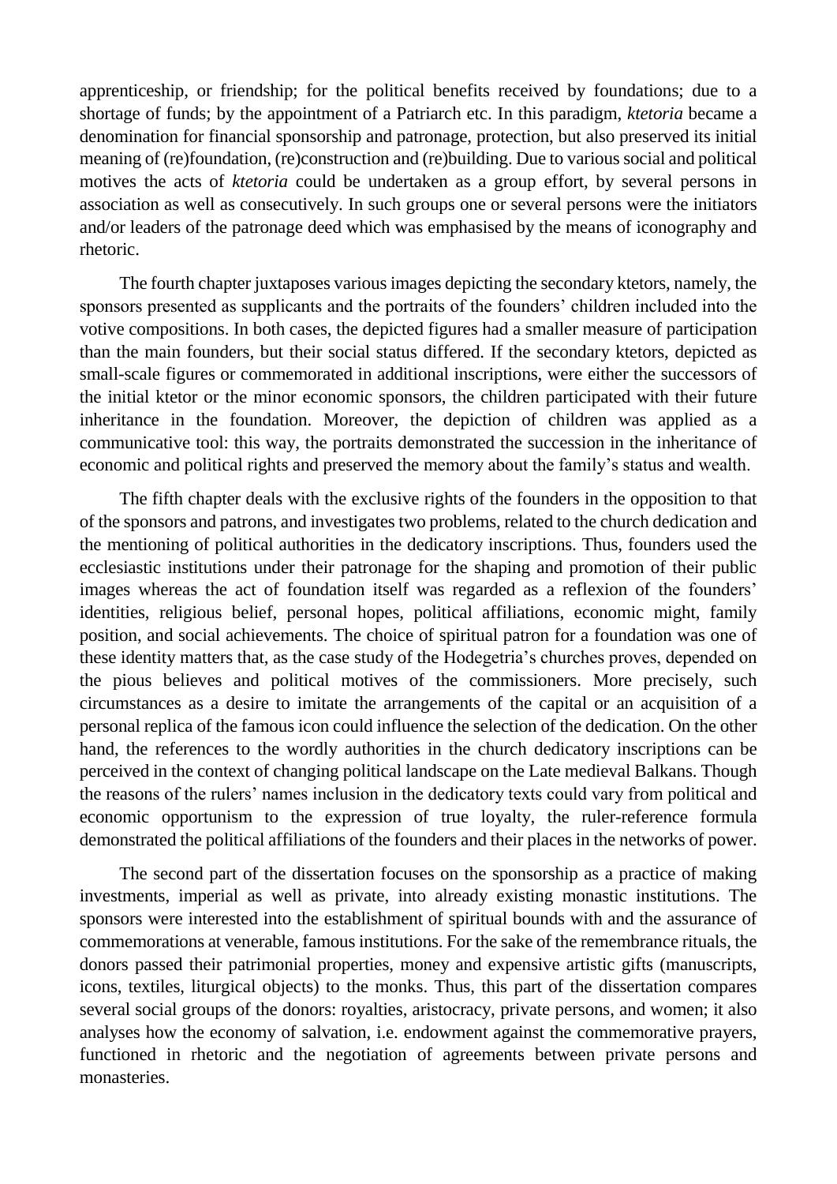apprenticeship, or friendship; for the political benefits received by foundations; due to a shortage of funds; by the appointment of a Patriarch etc. In this paradigm, *ktetoria* became a denomination for financial sponsorship and patronage, protection, but also preserved its initial meaning of (re)foundation, (re)construction and (re)building. Due to various social and political motives the acts of *ktetoria* could be undertaken as a group effort, by several persons in association as well as consecutively. In such groups one or several persons were the initiators and/or leaders of the patronage deed which was emphasised by the means of iconography and rhetoric.

The fourth chapter juxtaposes various images depicting the secondary ktetors, namely, the sponsors presented as supplicants and the portraits of the founders' children included into the votive compositions. In both cases, the depicted figures had a smaller measure of participation than the main founders, but their social status differed. If the secondary ktetors, depicted as small-scale figures or commemorated in additional inscriptions, were either the successors of the initial ktetor or the minor economic sponsors, the children participated with their future inheritance in the foundation. Moreover, the depiction of children was applied as a communicative tool: this way, the portraits demonstrated the succession in the inheritance of economic and political rights and preserved the memory about the family's status and wealth.

The fifth chapter deals with the exclusive rights of the founders in the opposition to that of the sponsors and patrons, and investigates two problems, related to the church dedication and the mentioning of political authorities in the dedicatory inscriptions. Thus, founders used the ecclesiastic institutions under their patronage for the shaping and promotion of their public images whereas the act of foundation itself was regarded as a reflexion of the founders' identities, religious belief, personal hopes, political affiliations, economic might, family position, and social achievements. The choice of spiritual patron for a foundation was one of these identity matters that, as the case study of the Hodegetria's churches proves, depended on the pious believes and political motives of the commissioners. More precisely, such circumstances as a desire to imitate the arrangements of the capital or an acquisition of a personal replica of the famous icon could influence the selection of the dedication. On the other hand, the references to the wordly authorities in the church dedicatory inscriptions can be perceived in the context of changing political landscape on the Late medieval Balkans. Though the reasons of the rulers' names inclusion in the dedicatory texts could vary from political and economic opportunism to the expression of true loyalty, the ruler-reference formula demonstrated the political affiliations of the founders and their places in the networks of power.

The second part of the dissertation focuses on the sponsorship as a practice of making investments, imperial as well as private, into already existing monastic institutions. The sponsors were interested into the establishment of spiritual bounds with and the assurance of commemorations at venerable, famous institutions. For the sake of the remembrance rituals, the donors passed their patrimonial properties, money and expensive artistic gifts (manuscripts, icons, textiles, liturgical objects) to the monks. Thus, this part of the dissertation compares several social groups of the donors: royalties, aristocracy, private persons, and women; it also analyses how the economy of salvation, i.e. endowment against the commemorative prayers, functioned in rhetoric and the negotiation of agreements between private persons and monasteries.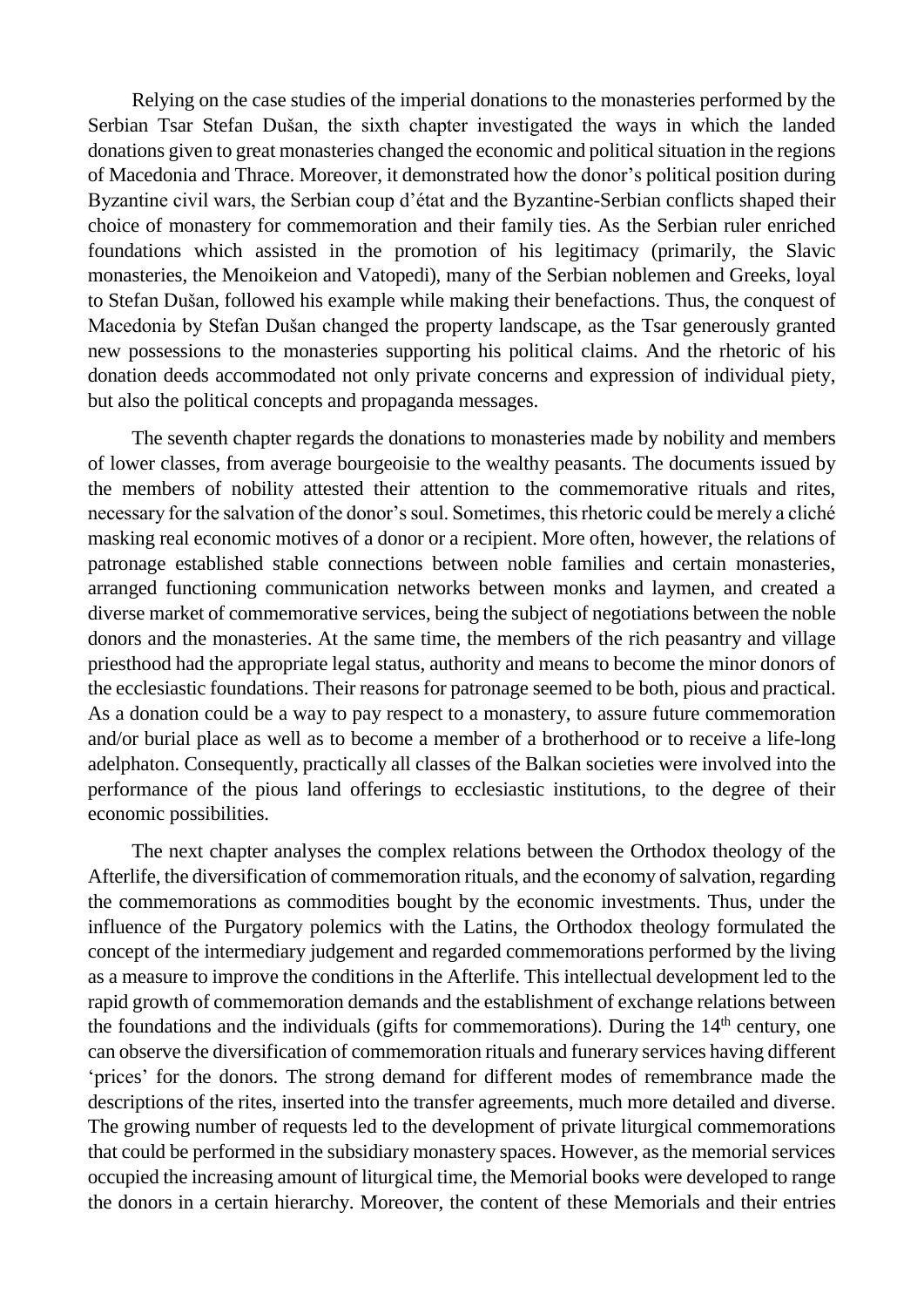Relying on the case studies of the imperial donations to the monasteries performed by the Serbian Tsar Stefan Dušan, the sixth chapter investigated the ways in which the landed donations given to great monasteries changed the economic and political situation in the regions of Macedonia and Thrace. Moreover, it demonstrated how the donor's political position during Byzantine civil wars, the Serbian coup d'état and the Byzantine-Serbian conflicts shaped their choice of monastery for commemoration and their family ties. As the Serbian ruler enriched foundations which assisted in the promotion of his legitimacy (primarily, the Slavic monasteries, the Menoikeion and Vatopedi), many of the Serbian noblemen and Greeks, loyal to Stefan Dušan, followed his example while making their benefactions. Thus, the conquest of Macedonia by Stefan Dušan changed the property landscape, as the Tsar generously granted new possessions to the monasteries supporting his political claims. And the rhetoric of his donation deeds accommodated not only private concerns and expression of individual piety, but also the political concepts and propaganda messages.

The seventh chapter regards the donations to monasteries made by nobility and members of lower classes, from average bourgeoisie to the wealthy peasants. The documents issued by the members of nobility attested their attention to the commemorative rituals and rites, necessary for the salvation of the donor's soul. Sometimes, this rhetoric could be merely a cliché masking real economic motives of a donor or a recipient. More often, however, the relations of patronage established stable connections between noble families and certain monasteries, arranged functioning communication networks between monks and laymen, and created a diverse market of commemorative services, being the subject of negotiations between the noble donors and the monasteries. At the same time, the members of the rich peasantry and village priesthood had the appropriate legal status, authority and means to become the minor donors of the ecclesiastic foundations. Their reasons for patronage seemed to be both, pious and practical. As a donation could be a way to pay respect to a monastery, to assure future commemoration and/or burial place as well as to become a member of a brotherhood or to receive a life-long adelphaton. Consequently, practically all classes of the Balkan societies were involved into the performance of the pious land offerings to ecclesiastic institutions, to the degree of their economic possibilities.

The next chapter analyses the complex relations between the Orthodox theology of the Afterlife, the diversification of commemoration rituals, and the economy of salvation, regarding the commemorations as commodities bought by the economic investments. Thus, under the influence of the Purgatory polemics with the Latins, the Orthodox theology formulated the concept of the intermediary judgement and regarded commemorations performed by the living as a measure to improve the conditions in the Afterlife. This intellectual development led to the rapid growth of commemoration demands and the establishment of exchange relations between the foundations and the individuals (gifts for commemorations). During the 14th century, one can observe the diversification of commemoration rituals and funerary services having different 'prices' for the donors. The strong demand for different modes of remembrance made the descriptions of the rites, inserted into the transfer agreements, much more detailed and diverse. The growing number of requests led to the development of private liturgical commemorations that could be performed in the subsidiary monastery spaces. However, as the memorial services occupied the increasing amount of liturgical time, the Memorial books were developed to range the donors in a certain hierarchy. Moreover, the content of these Memorials and their entries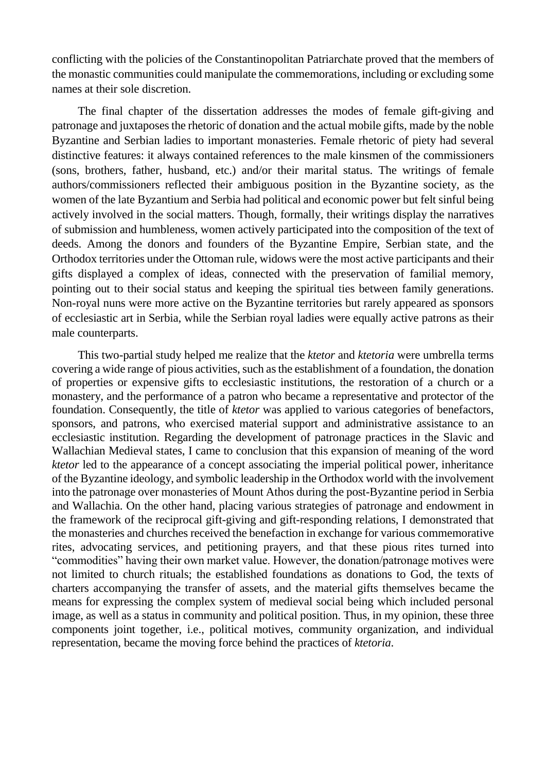conflicting with the policies of the Constantinopolitan Patriarchate proved that the members of the monastic communities could manipulate the commemorations, including or excluding some names at their sole discretion.

The final chapter of the dissertation addresses the modes of female gift-giving and patronage and juxtaposes the rhetoric of donation and the actual mobile gifts, made by the noble Byzantine and Serbian ladies to important monasteries. Female rhetoric of piety had several distinctive features: it always contained references to the male kinsmen of the commissioners (sons, brothers, father, husband, etc.) and/or their marital status. The writings of female authors/commissioners reflected their ambiguous position in the Byzantine society, as the women of the late Byzantium and Serbia had political and economic power but felt sinful being actively involved in the social matters. Though, formally, their writings display the narratives of submission and humbleness, women actively participated into the composition of the text of deeds. Among the donors and founders of the Byzantine Empire, Serbian state, and the Orthodox territories under the Ottoman rule, widows were the most active participants and their gifts displayed a complex of ideas, connected with the preservation of familial memory, pointing out to their social status and keeping the spiritual ties between family generations. Non-royal nuns were more active on the Byzantine territories but rarely appeared as sponsors of ecclesiastic art in Serbia, while the Serbian royal ladies were equally active patrons as their male counterparts.

This two-partial study helped me realize that the *ktetor* and *ktetoria* were umbrella terms covering a wide range of pious activities, such as the establishment of a foundation, the donation of properties or expensive gifts to ecclesiastic institutions, the restoration of a church or a monastery, and the performance of a patron who became a representative and protector of the foundation. Consequently, the title of *ktetor* was applied to various categories of benefactors, sponsors, and patrons, who exercised material support and administrative assistance to an ecclesiastic institution. Regarding the development of patronage practices in the Slavic and Wallachian Medieval states, I came to conclusion that this expansion of meaning of the word *ktetor* led to the appearance of a concept associating the imperial political power, inheritance of the Byzantine ideology, and symbolic leadership in the Orthodox world with the involvement into the patronage over monasteries of Mount Athos during the post-Byzantine period in Serbia and Wallachia. On the other hand, placing various strategies of patronage and endowment in the framework of the reciprocal gift-giving and gift-responding relations, I demonstrated that the monasteries and churches received the benefaction in exchange for various commemorative rites, advocating services, and petitioning prayers, and that these pious rites turned into "commodities" having their own market value. However, the donation/patronage motives were not limited to church rituals; the established foundations as donations to God, the texts of charters accompanying the transfer of assets, and the material gifts themselves became the means for expressing the complex system of medieval social being which included personal image, as well as a status in community and political position. Thus, in my opinion, these three components joint together, i.e., political motives, community organization, and individual representation, became the moving force behind the practices of *ktetoria*.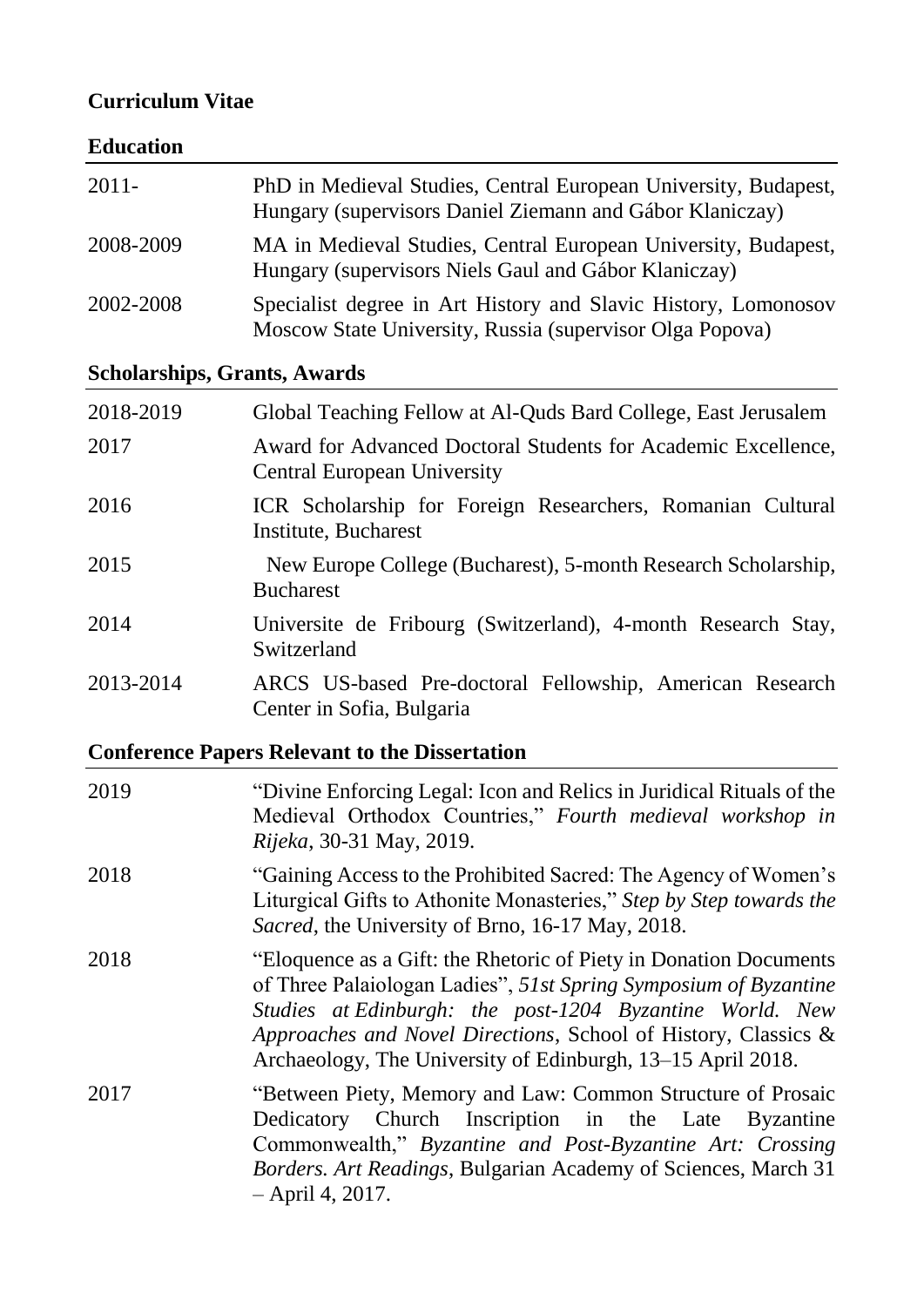**Curriculum Vitae**

**Education**

| | |
|---|---|
| 2011- | PhD in Medieval Studies, Central European University, Budapest, Hungary (supervisors Daniel Ziemann and Gábor Klaniczay) |
| 2008-2009 | MA in Medieval Studies, Central European University, Budapest, Hungary (supervisors Niels Gaul and Gábor Klaniczay) |
| 2002-2008 | Specialist degree in Art History and Slavic History, Lomonosov Moscow State University, Russia (supervisor Olga Popova) |

**Scholarships, Grants, Awards**

| | |
|---|---|
| 2018-2019 | Global Teaching Fellow at Al-Quds Bard College, East Jerusalem |
| 2017 | Award for Advanced Doctoral Students for Academic Excellence, Central European University |
| 2016 | ICR Scholarship for Foreign Researchers, Romanian Cultural Institute, Bucharest |
| 2015 | New Europe College (Bucharest), 5-month Research Scholarship, Bucharest |
| 2014 | Universite de Fribourg (Switzerland), 4-month Research Stay, Switzerland |
| 2013-2014 | ARCS US-based Pre-doctoral Fellowship, American Research Center in Sofia, Bulgaria |

**Conference Papers Relevant to the Dissertation**

| | |
|---|---|
| 2019 | "Divine Enforcing Legal: Icon and Relics in Juridical Rituals of the Medieval Orthodox Countries," *Fourth medieval workshop in Rijeka*, 30-31 May, 2019. |
| 2018 | "Gaining Access to the Prohibited Sacred: The Agency of Women's Liturgical Gifts to Athonite Monasteries," *Step by Step towards the Sacred*, the University of Brno, 16-17 May, 2018. |
| 2018 | "Eloquence as a Gift: the Rhetoric of Piety in Donation Documents of Three Palaiologan Ladies", *51st Spring Symposium of Byzantine Studies at Edinburgh: the post-1204 Byzantine World. New Approaches and Novel Directions*, School of History, Classics & Archaeology, The University of Edinburgh, 13–15 April 2018. |
| 2017 | "Between Piety, Memory and Law: Common Structure of Prosaic Dedicatory Church Inscription in the Late Byzantine Commonwealth," *Byzantine and Post-Byzantine Art: Crossing Borders. Art Readings*, Bulgarian Academy of Sciences, March 31 – April 4, 2017. |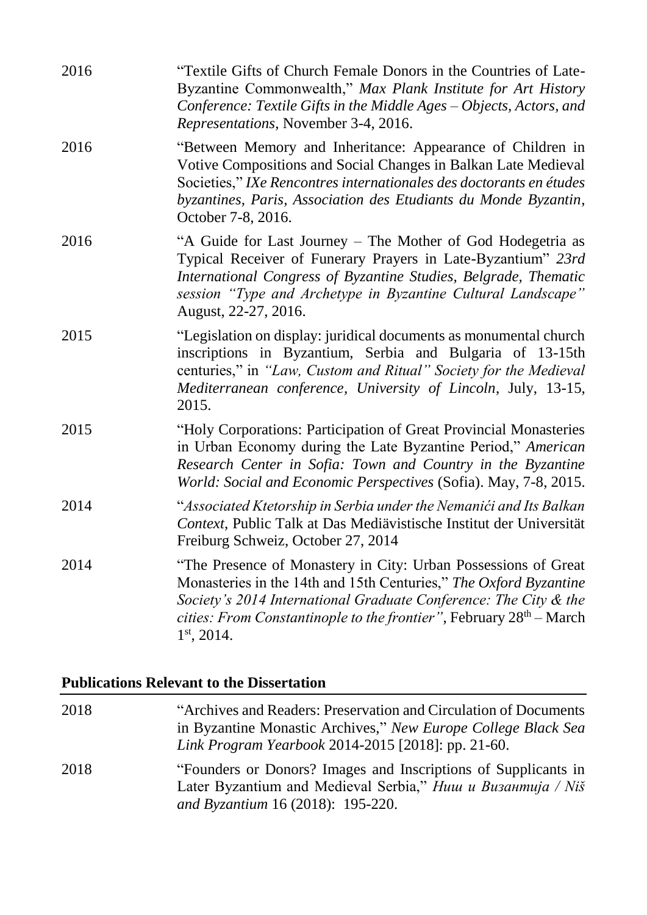2016 "Textile Gifts of Church Female Donors in the Countries of Late-Byzantine Commonwealth," *Max Plank Institute for Art History Conference: Textile Gifts in the Middle Ages – Objects, Actors, and Representations*, November 3-4, 2016.

2016 "Between Memory and Inheritance: Appearance of Children in Votive Compositions and Social Changes in Balkan Late Medieval Societies," *IXe Rencontres internationales des doctorants en études byzantines, Paris, Association des Etudiants du Monde Byzantin*, October 7-8, 2016.

2016 "A Guide for Last Journey – The Mother of God Hodegetria as Typical Receiver of Funerary Prayers in Late-Byzantium" *23rd International Congress of Byzantine Studies, Belgrade, Thematic session "Type and Archetype in Byzantine Cultural Landscape"* August, 22-27, 2016.

2015 "Legislation on display: juridical documents as monumental church inscriptions in Byzantium, Serbia and Bulgaria of 13-15th centuries," in *"Law, Custom and Ritual" Society for the Medieval Mediterranean conference, University of Lincoln*, July, 13-15, 2015.

2015 "Holy Corporations: Participation of Great Provincial Monasteries in Urban Economy during the Late Byzantine Period," *American Research Center in Sofia: Town and Country in the Byzantine World: Social and Economic Perspectives* (Sofia). May, 7-8, 2015.

2014 "*Associated Ktetorship in Serbia under the Nemanići and Its Balkan Context*, Public Talk at Das Mediävistische Institut der Universität Freiburg Schweiz, October 27, 2014

2014 "The Presence of Monastery in City: Urban Possessions of Great Monasteries in the 14th and 15th Centuries," *The Oxford Byzantine Society's 2014 International Graduate Conference: The City & the cities: From Constantinople to the frontier"*, February 28th – March 1st, 2014.

**Publications Relevant to the Dissertation**

2018 "Archives and Readers: Preservation and Circulation of Documents in Byzantine Monastic Archives," *New Europe College Black Sea Link Program Yearbook* 2014-2015 [2018]: pp. 21-60.

2018 "Founders or Donors? Images and Inscriptions of Supplicants in Later Byzantium and Medieval Serbia," *Ниш и Византија / Niš and Byzantium* 16 (2018): 195-220.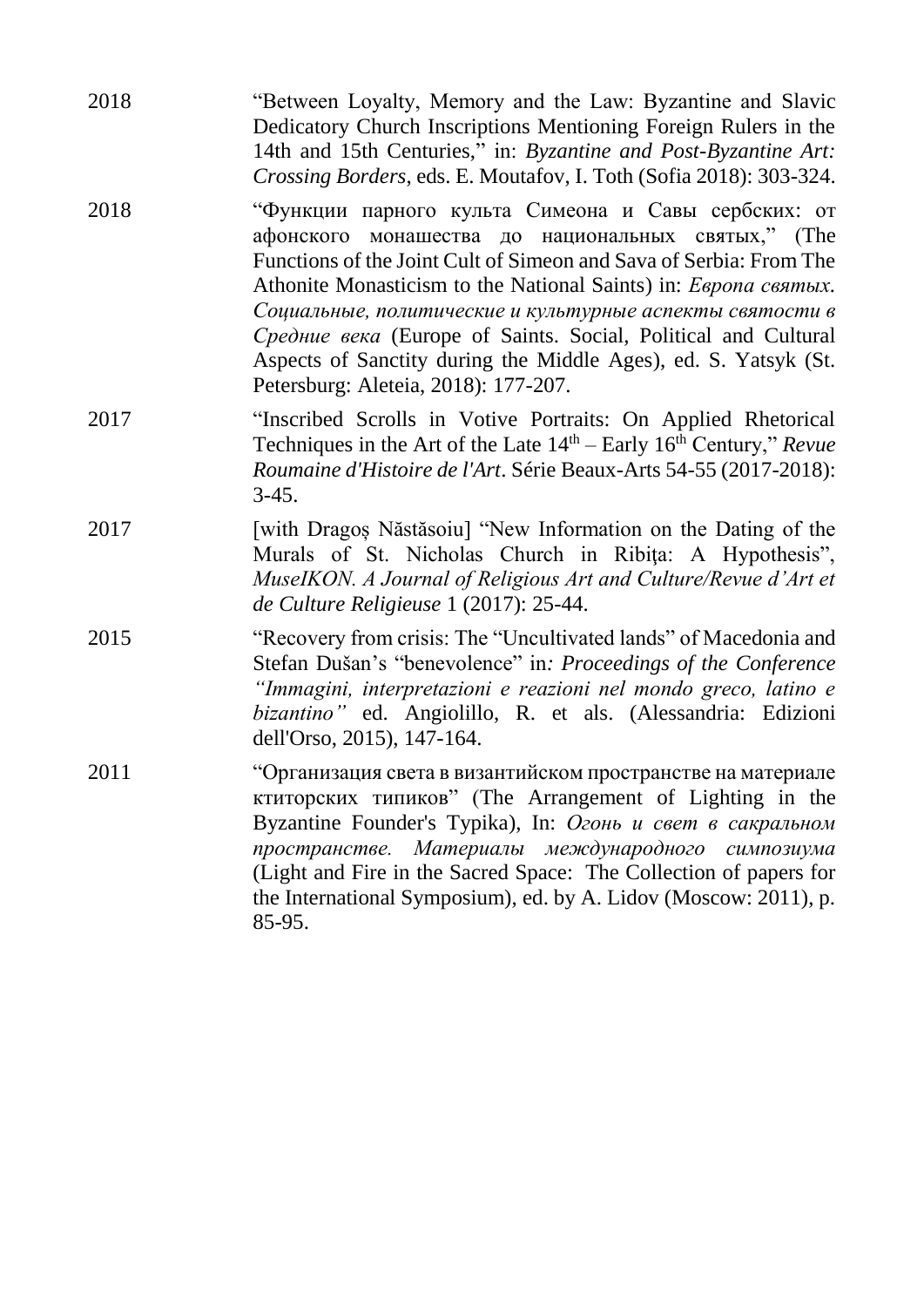2018 "Between Loyalty, Memory and the Law: Byzantine and Slavic Dedicatory Church Inscriptions Mentioning Foreign Rulers in the 14th and 15th Centuries," in: *Byzantine and Post-Byzantine Art: Crossing Borders*, eds. E. Moutafov, I. Toth (Sofia 2018): 303-324.

2018 "Функции парного культа Симеона и Савы сербских: от афонского монашества до национальных святых," (The Functions of the Joint Cult of Simeon and Sava of Serbia: From The Athonite Monasticism to the National Saints) in: *Европа святых. Социальные, политические и культурные аспекты святости в Средние века* (Europe of Saints. Social, Political and Cultural Aspects of Sanctity during the Middle Ages), ed. S. Yatsyk (St. Petersburg: Aleteia, 2018): 177-207.

2017 "Inscribed Scrolls in Votive Portraits: On Applied Rhetorical Techniques in the Art of the Late 14th – Early 16th Century," *Revue Roumaine d'Histoire de l'Art*. Série Beaux-Arts 54-55 (2017-2018): 3-45.

2017 [with Dragoș Năstăsoiu] "New Information on the Dating of the Murals of St. Nicholas Church in Ribiţa: A Hypothesis", *MuseIKON. A Journal of Religious Art and Culture/Revue d'Art et de Culture Religieuse* 1 (2017): 25-44.

2015 "Recovery from crisis: The "Uncultivated lands" of Macedonia and Stefan Dušan's "benevolence" in*: Proceedings of the Conference "Immagini, interpretazioni e reazioni nel mondo greco, latino e bizantino"* ed. Angiolillo, R. et als. (Alessandria: Edizioni dell'Orso, 2015), 147-164.

2011 "Организация света в византийском пространстве на материале ктиторских типиков" (The Arrangement of Lighting in the Byzantine Founder's Typika), In: *Огонь и свет в сакральном пространстве. Материалы международного симпозиума* (Light and Fire in the Sacred Space: The Collection of papers for the International Symposium), ed. by A. Lidov (Moscow: 2011), p. 85-95.